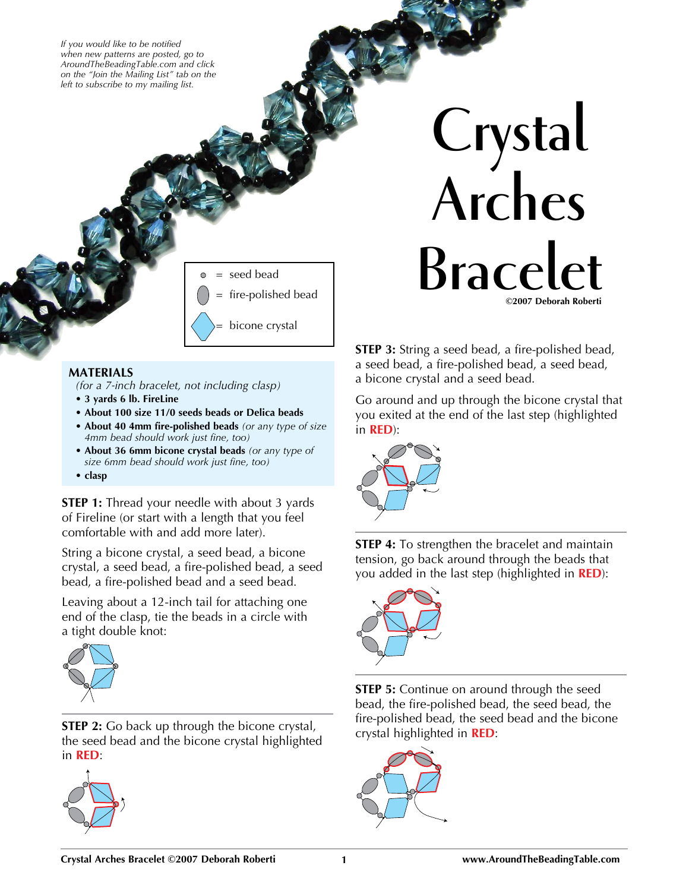*If you would like to be notified when new patterns are posted, go to AroundTheBeadingTable.com and click on the "Join the Mailing List" tab on the left to subscribe to my mailing list.*

# Crystal Arches Bracelet

**©2007 Deborah Roberti**

- = seed bead
- = fire-polished bead
- = bicone crystal

## MATERIALS

*(for a 7-inch bracelet, not including clasp)*

- **3 yards 6 lb. FireLine**
- **About 100 size 11/0 seeds beads or Delica beads**
- **About 40 4mm fire-polished beads** *(or any type of size 4mm bead should work just fine, too)*
- **About 36 6mm bicone crystal beads** *(or any type of size 6mm bead should work just fine, too)*
- **clasp**

**STEP 1:** Thread your needle with about 3 yards of Fireline (or start with a length that you feel comfortable with and add more later).

String a bicone crystal, a seed bead, a bicone crystal, a seed bead, a fire-polished bead, a seed bead, a fire-polished bead and a seed bead.

Leaving about a 12-inch tail for attaching one end of the clasp, tie the beads in a circle with a tight double knot:

**STEP 2:** Go back up through the bicone crystal, the seed bead and the bicone crystal highlighted in **RED**:

**STEP 3:** String a seed bead, a fire-polished bead, a seed bead, a fire-polished bead, a seed bead, a bicone crystal and a seed bead.

Go around and up through the bicone crystal that you exited at the end of the last step (highlighted in **RED**):

**STEP 4:** To strengthen the bracelet and maintain tension, go back around through the beads that you added in the last step (highlighted in **RED**):

**STEP 5:** Continue on around through the seed bead, the fire-polished bead, the seed bead, the fire-polished bead, the seed bead and the bicone crystal highlighted in **RED**: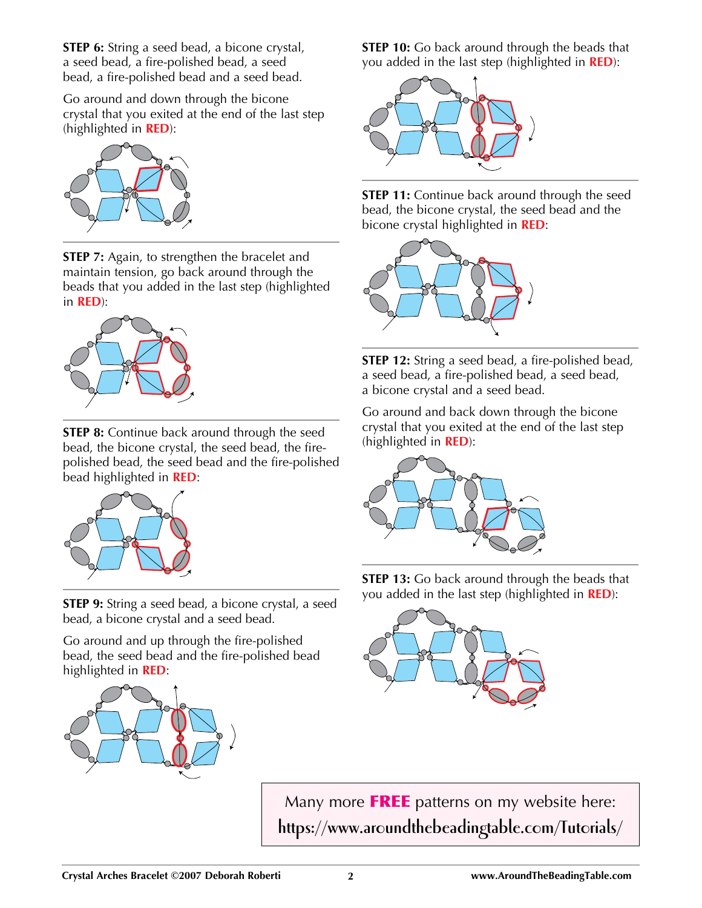**STEP 6:** String a seed bead, a bicone crystal, a seed bead, a fire-polished bead, a seed bead, a fire-polished bead and a seed bead.

Go around and down through the bicone crystal that you exited at the end of the last step (highlighted in **RED**):

**STEP 7:** Again, to strengthen the bracelet and maintain tension, go back around through the beads that you added in the last step (highlighted in **RED**):

**STEP 8:** Continue back around through the seed bead, the bicone crystal, the seed bead, the fire-polished bead, the seed bead and the fire-polished bead highlighted in **RED**:

**STEP 9:** String a seed bead, a bicone crystal, a seed bead, a bicone crystal and a seed bead.

Go around and up through the fire-polished bead, the seed bead and the fire-polished bead highlighted in **RED**:

**STEP 10:** Go back around through the beads that you added in the last step (highlighted in **RED**):

**STEP 11:** Continue back around through the seed bead, the bicone crystal, the seed bead and the bicone crystal highlighted in **RED**:

**STEP 12:** String a seed bead, a fire-polished bead, a seed bead, a fire-polished bead, a seed bead, a bicone crystal and a seed bead.

Go around and back down through the bicone crystal that you exited at the end of the last step (highlighted in **RED**):

**STEP 13:** Go back around through the beads that you added in the last step (highlighted in **RED**):

Many more **FREE** patterns on my website here:
https://www.aroundthebeadingtable.com/Tutorials/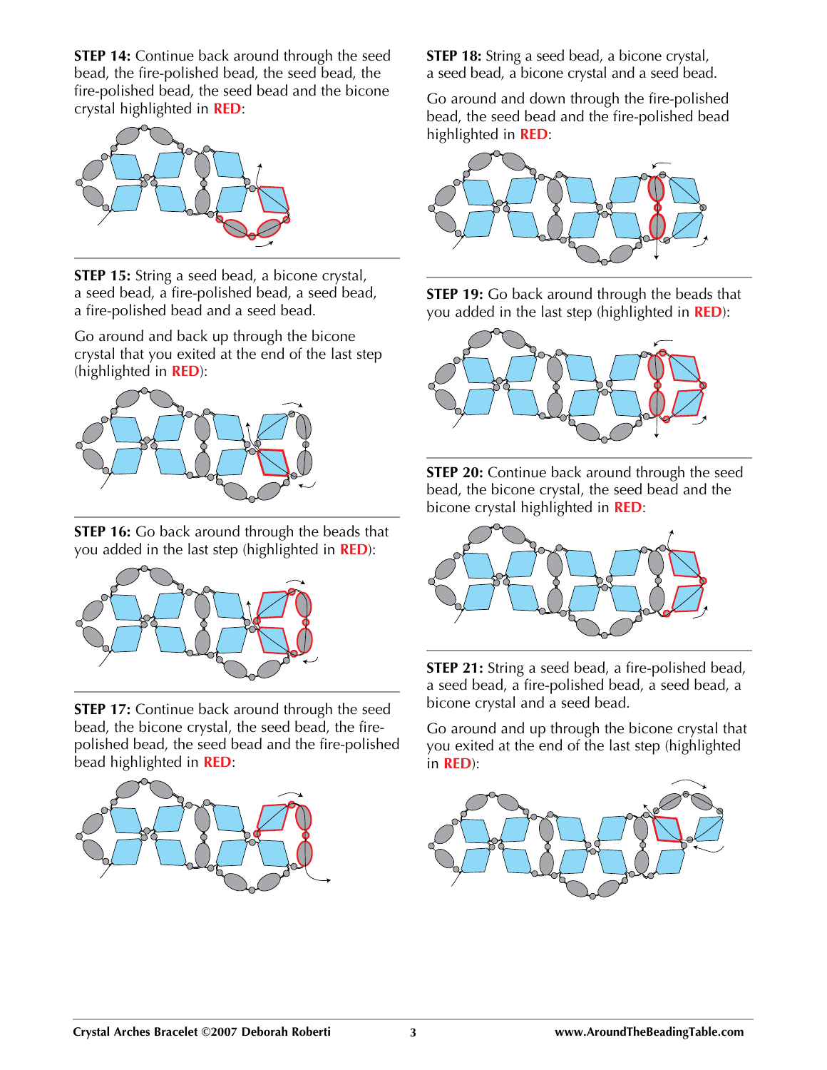**STEP 14:** Continue back around through the seed bead, the fire-polished bead, the seed bead, the fire-polished bead, the seed bead and the bicone crystal highlighted in **RED**:

**STEP 15:** String a seed bead, a bicone crystal, a seed bead, a fire-polished bead, a seed bead, a fire-polished bead and a seed bead.

Go around and back up through the bicone crystal that you exited at the end of the last step (highlighted in **RED**):

**STEP 16:** Go back around through the beads that you added in the last step (highlighted in **RED**):

**STEP 17:** Continue back around through the seed bead, the bicone crystal, the seed bead, the fire-polished bead, the seed bead and the fire-polished bead highlighted in **RED**:

**STEP 18:** String a seed bead, a bicone crystal, a seed bead, a bicone crystal and a seed bead.

Go around and down through the fire-polished bead, the seed bead and the fire-polished bead highlighted in **RED**:

**STEP 19:** Go back around through the beads that you added in the last step (highlighted in **RED**):

**STEP 20:** Continue back around through the seed bead, the bicone crystal, the seed bead and the bicone crystal highlighted in **RED**:

**STEP 21:** String a seed bead, a fire-polished bead, a seed bead, a fire-polished bead, a seed bead, a bicone crystal and a seed bead.

Go around and up through the bicone crystal that you exited at the end of the last step (highlighted in **RED**):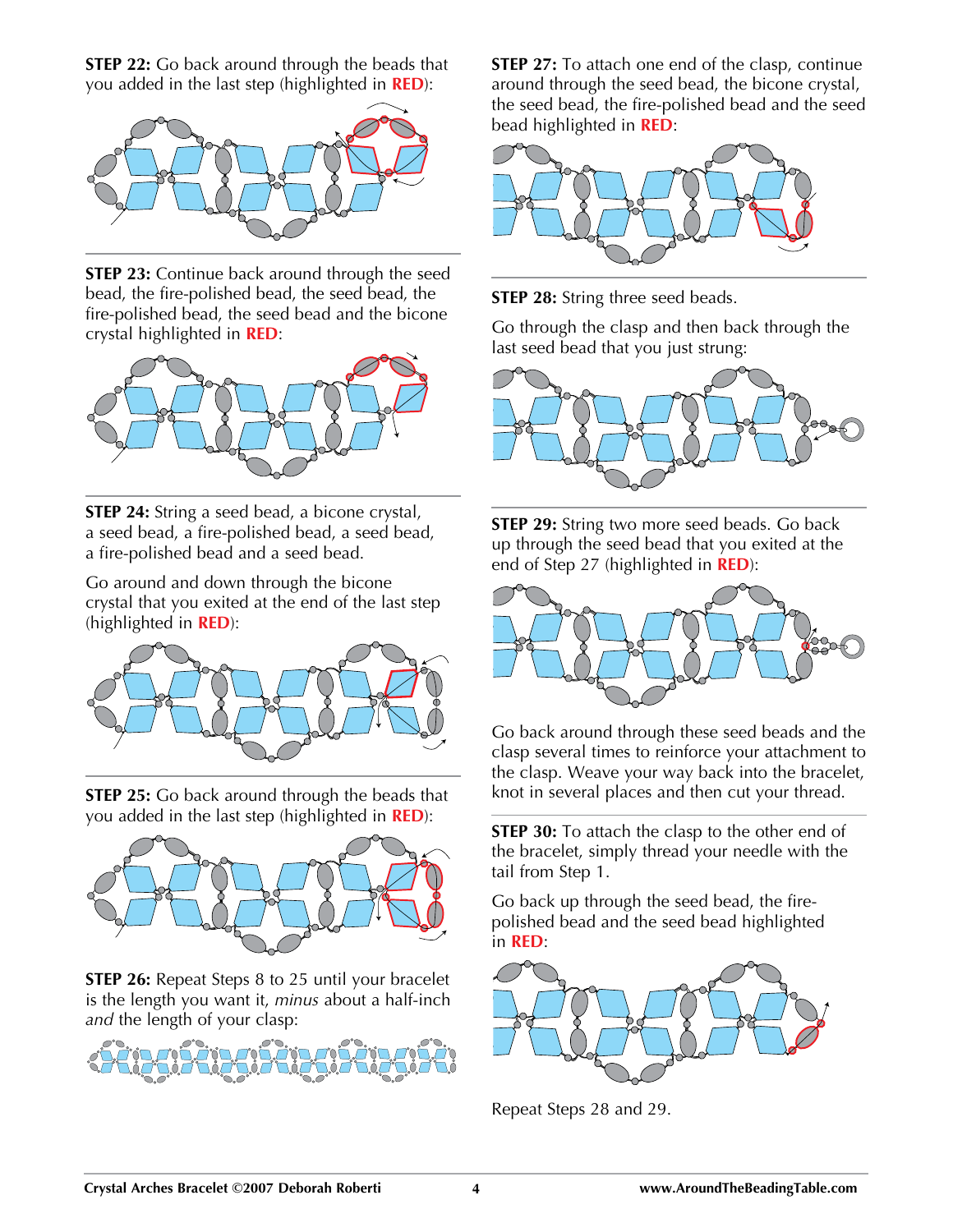**STEP 22:** Go back around through the beads that you added in the last step (highlighted in **RED**):

**STEP 23:** Continue back around through the seed bead, the fire-polished bead, the seed bead, the fire-polished bead, the seed bead and the bicone crystal highlighted in **RED**:

**STEP 24:** String a seed bead, a bicone crystal, a seed bead, a fire-polished bead, a seed bead, a fire-polished bead and a seed bead.

Go around and down through the bicone crystal that you exited at the end of the last step (highlighted in **RED**):

**STEP 25:** Go back around through the beads that you added in the last step (highlighted in **RED**):

**STEP 26:** Repeat Steps 8 to 25 until your bracelet is the length you want it, *minus* about a half-inch *and* the length of your clasp:

**STEP 27:** To attach one end of the clasp, continue around through the seed bead, the bicone crystal, the seed bead, the fire-polished bead and the seed bead highlighted in **RED**:

**STEP 28:** String three seed beads.

Go through the clasp and then back through the last seed bead that you just strung:

**STEP 29:** String two more seed beads. Go back up through the seed bead that you exited at the end of Step 27 (highlighted in **RED**):

Go back around through these seed beads and the clasp several times to reinforce your attachment to the clasp. Weave your way back into the bracelet, knot in several places and then cut your thread.

**STEP 30:** To attach the clasp to the other end of the bracelet, simply thread your needle with the tail from Step 1.

Go back up through the seed bead, the fire-polished bead and the seed bead highlighted in **RED**:

Repeat Steps 28 and 29.